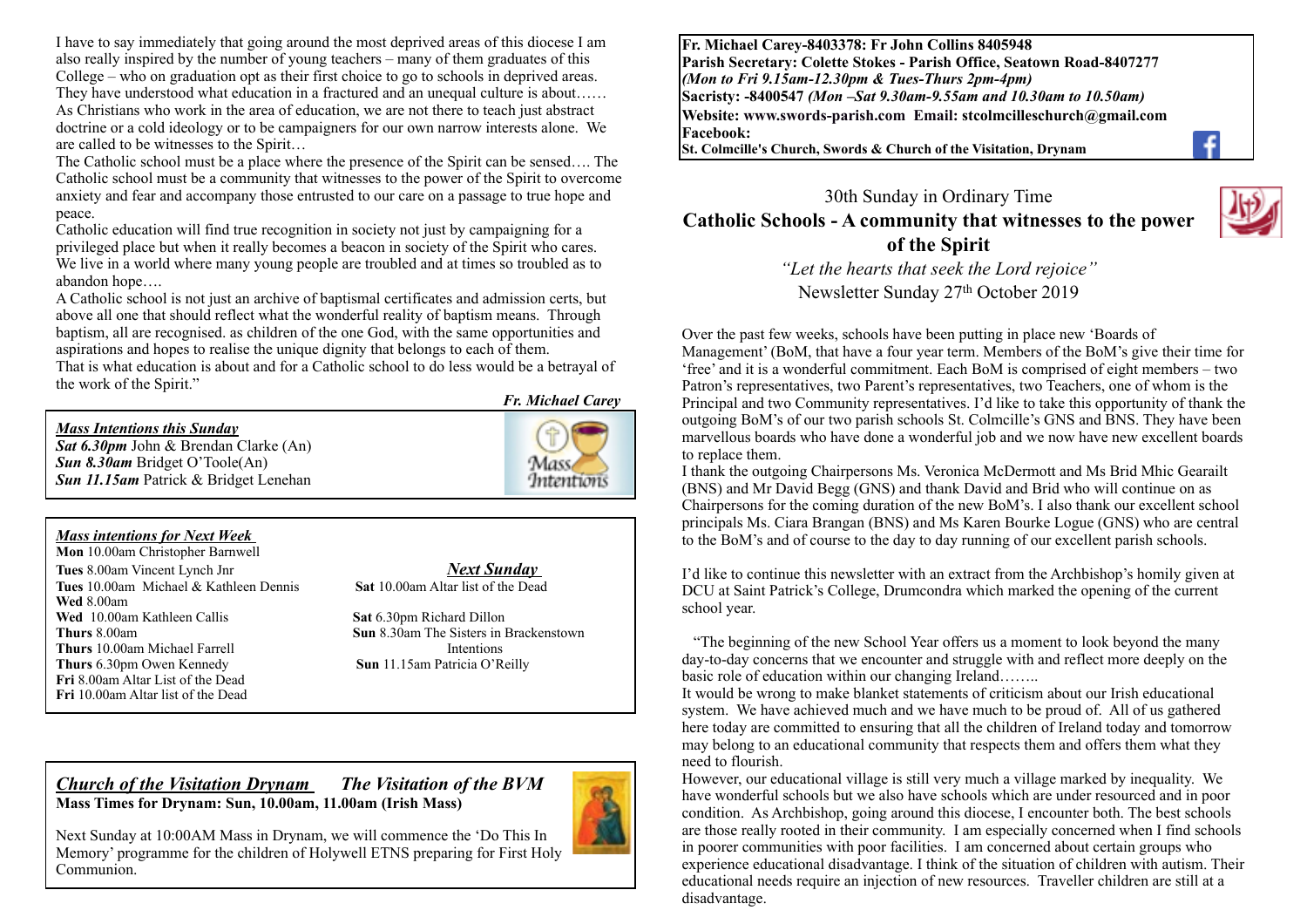I have to say immediately that going around the most deprived areas of this diocese I am also really inspired by the number of young teachers – many of them graduates of this College – who on graduation opt as their first choice to go to schools in deprived areas. They have understood what education in a fractured and an unequal culture is about…… As Christians who work in the area of education, we are not there to teach just abstract doctrine or a cold ideology or to be campaigners for our own narrow interests alone. We are called to be witnesses to the Spirit…

The Catholic school must be a place where the presence of the Spirit can be sensed…. The Catholic school must be a community that witnesses to the power of the Spirit to overcome anxiety and fear and accompany those entrusted to our care on a passage to true hope and peace.

Catholic education will find true recognition in society not just by campaigning for a privileged place but when it really becomes a beacon in society of the Spirit who cares. We live in a world where many young people are troubled and at times so troubled as to abandon hope….

A Catholic school is not just an archive of baptismal certificates and admission certs, but above all one that should reflect what the wonderful reality of baptism means. Through baptism, all are recognised. as children of the one God, with the same opportunities and aspirations and hopes to realise the unique dignity that belongs to each of them.

That is what education is about and for a Catholic school to do less would be a betrayal of the work of the Spirit."

*Fr. Michael Carey*

***Mass Intentions this Sunday***

***Sat 6.30pm*** John & Brendan Clarke (An)
***Sun 8.30am*** Bridget O'Toole(An)
***Sun 11.15am*** Patrick & Bridget Lenehan

***Mass intentions for Next Week***

**Mon** 10.00am Christopher Barnwell
**Tues** 8.00am Vincent Lynch Jnr
**Tues** 10.00am Michael & Kathleen Dennis
**Wed** 8.00am
**Wed** 10.00am Kathleen Callis
**Thurs** 8.00am
**Thurs** 10.00am Michael Farrell
**Thurs** 6.30pm Owen Kennedy
**Fri** 8.00am Altar List of the Dead
**Fri** 10.00am Altar list of the Dead

***Next Sunday***

**Sat** 10.00am Altar list of the Dead
**Sat** 6.30pm Richard Dillon
**Sun** 8.30am The Sisters in Brackenstown Intentions
**Sun** 11.15am Patricia O'Reilly

***Church of the Visitation Drynam*** ***The Visitation of the BVM***

**Mass Times for Drynam: Sun, 10.00am, 11.00am (Irish Mass)**

Next Sunday at 10:00AM Mass in Drynam, we will commence the 'Do This In Memory' programme for the children of Holywell ETNS preparing for First Holy Communion.

**Fr. Michael Carey-8403378: Fr John Collins 8405948**
**Parish Secretary: Colette Stokes - Parish Office, Seatown Road-8407277**
***(Mon to Fri 9.15am-12.30pm & Tues-Thurs 2pm-4pm)***
**Sacristy: -8400547** ***(Mon –Sat 9.30am-9.55am and 10.30am to 10.50am)***
**Website: www.swords-parish.com Email: stcolmcilleschurch@gmail.com**
**Facebook:**
**St. Colmcille's Church, Swords & Church of the Visitation, Drynam**

30th Sunday in Ordinary Time

# Catholic Schools - A community that witnesses to the power of the Spirit

*"Let the hearts that seek the Lord rejoice"*

Newsletter Sunday 27th October 2019

Over the past few weeks, schools have been putting in place new 'Boards of Management' (BoM, that have a four year term. Members of the BoM's give their time for 'free' and it is a wonderful commitment. Each BoM is comprised of eight members – two Patron's representatives, two Parent's representatives, two Teachers, one of whom is the Principal and two Community representatives. I'd like to take this opportunity of thank the outgoing BoM's of our two parish schools St. Colmcille's GNS and BNS. They have been marvellous boards who have done a wonderful job and we now have new excellent boards to replace them.

I thank the outgoing Chairpersons Ms. Veronica McDermott and Ms Brid Mhic Gearailt (BNS) and Mr David Begg (GNS) and thank David and Brid who will continue on as Chairpersons for the coming duration of the new BoM's. I also thank our excellent school principals Ms. Ciara Brangan (BNS) and Ms Karen Bourke Logue (GNS) who are central to the BoM's and of course to the day to day running of our excellent parish schools.

I'd like to continue this newsletter with an extract from the Archbishop's homily given at DCU at Saint Patrick's College, Drumcondra which marked the opening of the current school year.

"The beginning of the new School Year offers us a moment to look beyond the many day-to-day concerns that we encounter and struggle with and reflect more deeply on the basic role of education within our changing Ireland……..

It would be wrong to make blanket statements of criticism about our Irish educational system. We have achieved much and we have much to be proud of. All of us gathered here today are committed to ensuring that all the children of Ireland today and tomorrow may belong to an educational community that respects them and offers them what they need to flourish.

However, our educational village is still very much a village marked by inequality. We have wonderful schools but we also have schools which are under resourced and in poor condition. As Archbishop, going around this diocese, I encounter both. The best schools are those really rooted in their community. I am especially concerned when I find schools in poorer communities with poor facilities. I am concerned about certain groups who experience educational disadvantage. I think of the situation of children with autism. Their educational needs require an injection of new resources. Traveller children are still at a disadvantage.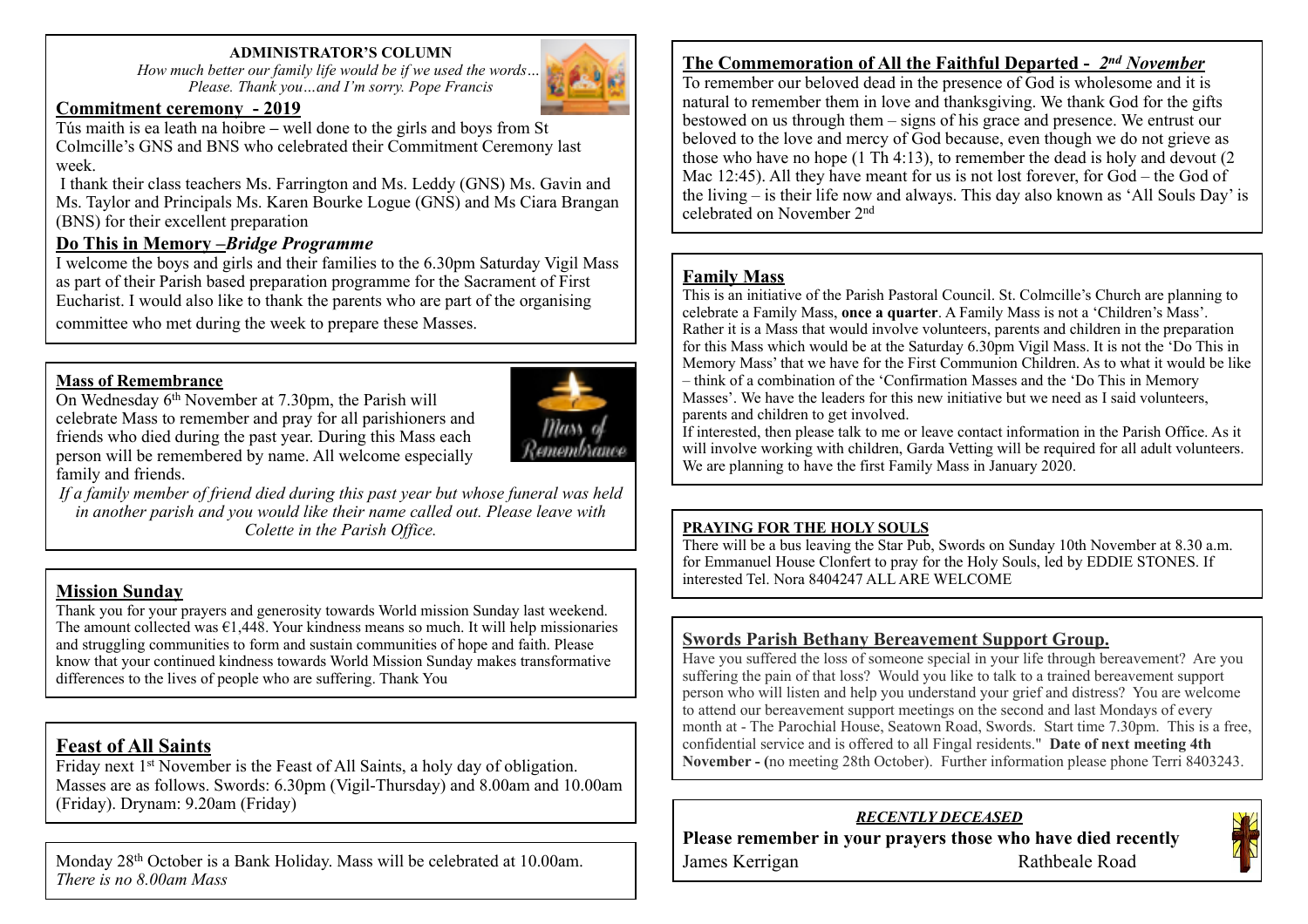**ADMINISTRATOR'S COLUMN**

*How much better our family life would be if we used the words… Please. Thank you…and I'm sorry. Pope Francis*

## Commitment ceremony - 2019

Tús maith is ea leath na hoibre – well done to the girls and boys from St Colmcille's GNS and BNS who celebrated their Commitment Ceremony last week.

I thank their class teachers Ms. Farrington and Ms. Leddy (GNS) Ms. Gavin and Ms. Taylor and Principals Ms. Karen Bourke Logue (GNS) and Ms Ciara Brangan (BNS) for their excellent preparation

## Do This in Memory –*Bridge Programme*

I welcome the boys and girls and their families to the 6.30pm Saturday Vigil Mass as part of their Parish based preparation programme for the Sacrament of First Eucharist. I would also like to thank the parents who are part of the organising committee who met during the week to prepare these Masses.

## Mass of Remembrance

On Wednesday 6th November at 7.30pm, the Parish will celebrate Mass to remember and pray for all parishioners and friends who died during the past year. During this Mass each person will be remembered by name. All welcome especially family and friends.

*If a family member of friend died during this past year but whose funeral was held in another parish and you would like their name called out. Please leave with Colette in the Parish Office.*

## Mission Sunday

Thank you for your prayers and generosity towards World mission Sunday last weekend. The amount collected was €1,448. Your kindness means so much. It will help missionaries and struggling communities to form and sustain communities of hope and faith. Please know that your continued kindness towards World Mission Sunday makes transformative differences to the lives of people who are suffering. Thank You

## Feast of All Saints

Friday next 1st November is the Feast of All Saints, a holy day of obligation. Masses are as follows. Swords: 6.30pm (Vigil-Thursday) and 8.00am and 10.00am (Friday). Drynam: 9.20am (Friday)

Monday 28th October is a Bank Holiday. Mass will be celebrated at 10.00am. *There is no 8.00am Mass*

## The Commemoration of All the Faithful Departed - *2nd November*

To remember our beloved dead in the presence of God is wholesome and it is natural to remember them in love and thanksgiving. We thank God for the gifts bestowed on us through them – signs of his grace and presence. We entrust our beloved to the love and mercy of God because, even though we do not grieve as those who have no hope (1 Th 4:13), to remember the dead is holy and devout (2 Mac 12:45). All they have meant for us is not lost forever, for God – the God of the living – is their life now and always. This day also known as 'All Souls Day' is celebrated on November 2nd

## Family Mass

This is an initiative of the Parish Pastoral Council. St. Colmcille's Church are planning to celebrate a Family Mass, **once a quarter**. A Family Mass is not a 'Children's Mass'. Rather it is a Mass that would involve volunteers, parents and children in the preparation for this Mass which would be at the Saturday 6.30pm Vigil Mass. It is not the 'Do This in Memory Mass' that we have for the First Communion Children. As to what it would be like – think of a combination of the 'Confirmation Masses and the 'Do This in Memory Masses'. We have the leaders for this new initiative but we need as I said volunteers, parents and children to get involved.

If interested, then please talk to me or leave contact information in the Parish Office. As it will involve working with children, Garda Vetting will be required for all adult volunteers. We are planning to have the first Family Mass in January 2020.

## PRAYING FOR THE HOLY SOULS

There will be a bus leaving the Star Pub, Swords on Sunday 10th November at 8.30 a.m. for Emmanuel House Clonfert to pray for the Holy Souls, led by EDDIE STONES. If interested Tel. Nora 8404247 ALL ARE WELCOME

## Swords Parish Bethany Bereavement Support Group.

Have you suffered the loss of someone special in your life through bereavement? Are you suffering the pain of that loss? Would you like to talk to a trained bereavement support person who will listen and help you understand your grief and distress? You are welcome to attend our bereavement support meetings on the second and last Mondays of every month at - The Parochial House, Seatown Road, Swords. Start time 7.30pm. This is a free, confidential service and is offered to all Fingal residents." **Date of next meeting 4th November - (**no meeting 28th October). Further information please phone Terri 8403243.

## *RECENTLY DECEASED*

**Please remember in your prayers those who have died recently**

James Kerrigan — Rathbeale Road